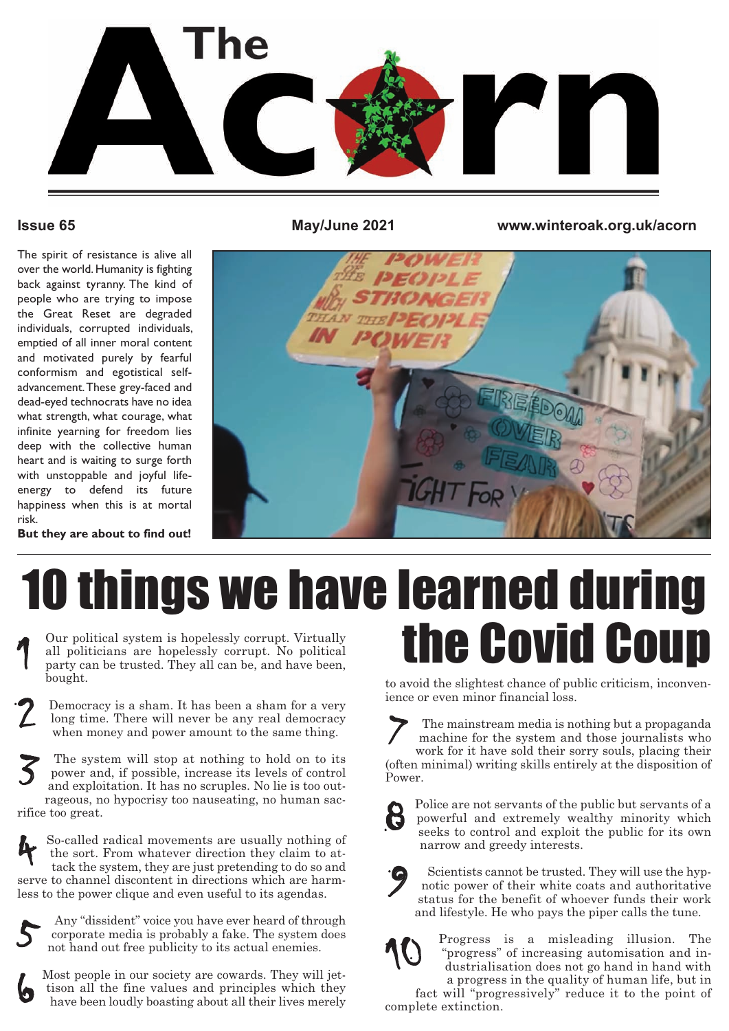# The Acorn

**Issue 65** **May/June 2021** **www.winteroak.org.uk/acorn**

The spirit of resistance is alive all over the world. Humanity is fighting back against tyranny. The kind of people who are trying to impose the Great Reset are degraded individuals, corrupted individuals, emptied of all inner moral content and motivated purely by fearful conformism and egotistical self-advancement. These grey-faced and dead-eyed technocrats have no idea what strength, what courage, what infinite yearning for freedom lies deep with the collective human heart and is waiting to surge forth with unstoppable and joyful life-energy to defend its future happiness when this is at mortal risk.

**But they are about to find out!**

# 10 things we have learned during the Covid Coup

1. Our political system is hopelessly corrupt. Virtually all politicians are hopelessly corrupt. No political party can be trusted. They all can be, and have been, bought.

2. Democracy is a sham. It has been a sham for a very long time. There will never be any real democracy when money and power amount to the same thing.

3. The system will stop at nothing to hold on to its power and, if possible, increase its levels of control and exploitation. It has no scruples. No lie is too outrageous, no hypocrisy too nauseating, no human sacrifice too great.

4. So-called radical movements are usually nothing of the sort. From whatever direction they claim to attack the system, they are just pretending to do so and serve to channel discontent in directions which are harmless to the power clique and even useful to its agendas.

5. Any "dissident" voice you have ever heard of through corporate media is probably a fake. The system does not hand out free publicity to its actual enemies.

6. Most people in our society are cowards. They will jettison all the fine values and principles which they have been loudly boasting about all their lives merely to avoid the slightest chance of public criticism, inconvenience or even minor financial loss.

7. The mainstream media is nothing but a propaganda machine for the system and those journalists who work for it have sold their sorry souls, placing their (often minimal) writing skills entirely at the disposition of Power.

8. Police are not servants of the public but servants of a powerful and extremely wealthy minority which seeks to control and exploit the public for its own narrow and greedy interests.

9. Scientists cannot be trusted. They will use the hypnotic power of their white coats and authoritative status for the benefit of whoever funds their work and lifestyle. He who pays the piper calls the tune.

10. Progress is a misleading illusion. The "progress" of increasing automisation and industrialisation does not go hand in hand with a progress in the quality of human life, but in fact will "progressively" reduce it to the point of complete extinction.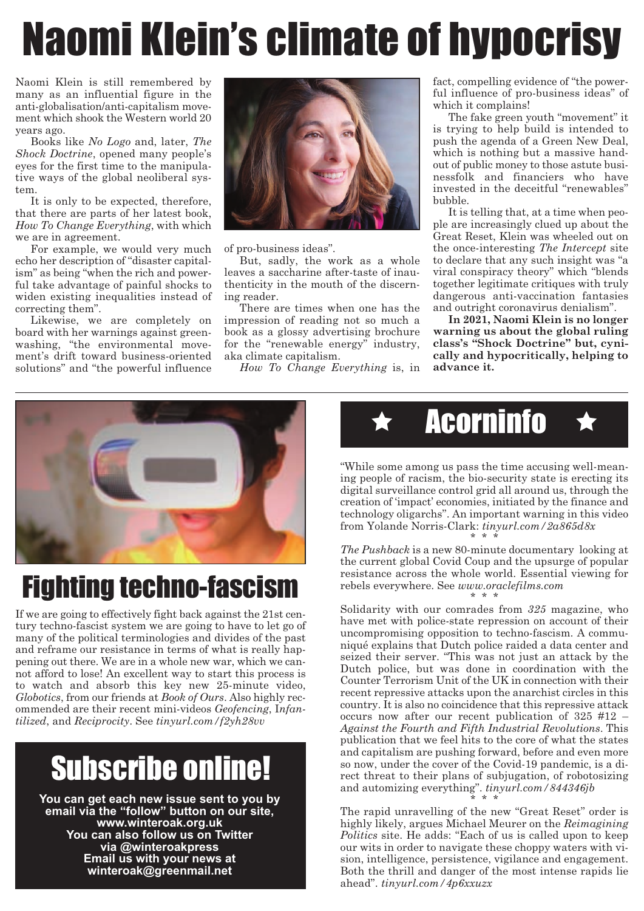# Naomi Klein's climate of hypocrisy

Naomi Klein is still remembered by many as an influential figure in the anti-globalisation/anti-capitalism movement which shook the Western world 20 years ago.

Books like *No Logo* and, later, *The Shock Doctrine*, opened many people's eyes for the first time to the manipulative ways of the global neoliberal system.

It is only to be expected, therefore, that there are parts of her latest book, *How To Change Everything*, with which we are in agreement.

For example, we would very much echo her description of "disaster capitalism" as being "when the rich and powerful take advantage of painful shocks to widen existing inequalities instead of correcting them".

Likewise, we are completely on board with her warnings against greenwashing, "the environmental movement's drift toward business-oriented solutions" and "the powerful influence of pro-business ideas".

But, sadly, the work as a whole leaves a saccharine after-taste of inauthenticity in the mouth of the discerning reader.

There are times when one has the impression of reading not so much a book as a glossy advertising brochure for the "renewable energy" industry, aka climate capitalism.

*How To Change Everything* is, in fact, compelling evidence of "the powerful influence of pro-business ideas" of which it complains!

The fake green youth "movement" it is trying to help build is intended to push the agenda of a Green New Deal, which is nothing but a massive handout of public money to those astute businessfolk and financiers who have invested in the deceitful "renewables" bubble.

It is telling that, at a time when people are increasingly clued up about the Great Reset, Klein was wheeled out on the once-interesting *The Intercept* site to declare that any such insight was "a viral conspiracy theory" which "blends together legitimate critiques with truly dangerous anti-vaccination fantasies and outright coronavirus denialism".

**In 2021, Naomi Klein is no longer warning us about the global ruling class's "Shock Doctrine" but, cynically and hypocritically, helping to advance it.**

# Fighting techno-fascism

If we are going to effectively fight back against the 21st century techno-fascist system we are going to have to let go of many of the political terminologies and divides of the past and reframe our resistance in terms of what is really happening out there. We are in a whole new war, which we cannot afford to lose! An excellent way to start this process is to watch and absorb this key new 25-minute video, *Globotics*, from our friends at *Book of Ours*. Also highly recommended are their recent mini-videos *Geofencing*, *Infantilized*, and *Reciprocity*. See *tinyurl.com/f2yh28vv*

# Subscribe online!

**You can get each new issue sent to you by email via the "follow" button on our site, www.winteroak.org.uk**
**You can also follow us on Twitter via @winteroakpress**
**Email us with your news at winteroak@greenmail.net**

# ★ Acorninfo ★

"While some among us pass the time accusing well-meaning people of racism, the bio-security state is erecting its digital surveillance control grid all around us, through the creation of 'impact' economies, initiated by the finance and technology oligarchs". An important warning in this video from Yolande Norris-Clark: *tinyurl.com/2a865d8x*

\* \* \*

*The Pushback* is a new 80-minute documentary looking at the current global Covid Coup and the upsurge of popular resistance across the whole world. Essential viewing for rebels everywhere. See *www.oraclefilms.com*

\* \* \*

Solidarity with our comrades from *325* magazine, who have met with police-state repression on account of their uncompromising opposition to techno-fascism. A communiqué explains that Dutch police raided a data center and seized their server. "This was not just an attack by the Dutch police, but was done in coordination with the Counter Terrorism Unit of the UK in connection with their recent repressive attacks upon the anarchist circles in this country. It is also no coincidence that this repressive attack occurs now after our recent publication of 325 #12 – *Against the Fourth and Fifth Industrial Revolutions*. This publication that we feel hits to the core of what the states and capitalism are pushing forward, before and even more so now, under the cover of the Covid-19 pandemic, is a direct threat to their plans of subjugation, of robotosizing and automizing everything". *tinyurl.com/844346jb*

\* \* \*

The rapid unravelling of the new "Great Reset" order is highly likely, argues Michael Meurer on the *Reimagining Politics* site. He adds: "Each of us is called upon to keep our wits in order to navigate these choppy waters with vision, intelligence, persistence, vigilance and engagement. Both the thrill and danger of the most intense rapids lie ahead". *tinyurl.com/4p6xxuzx*